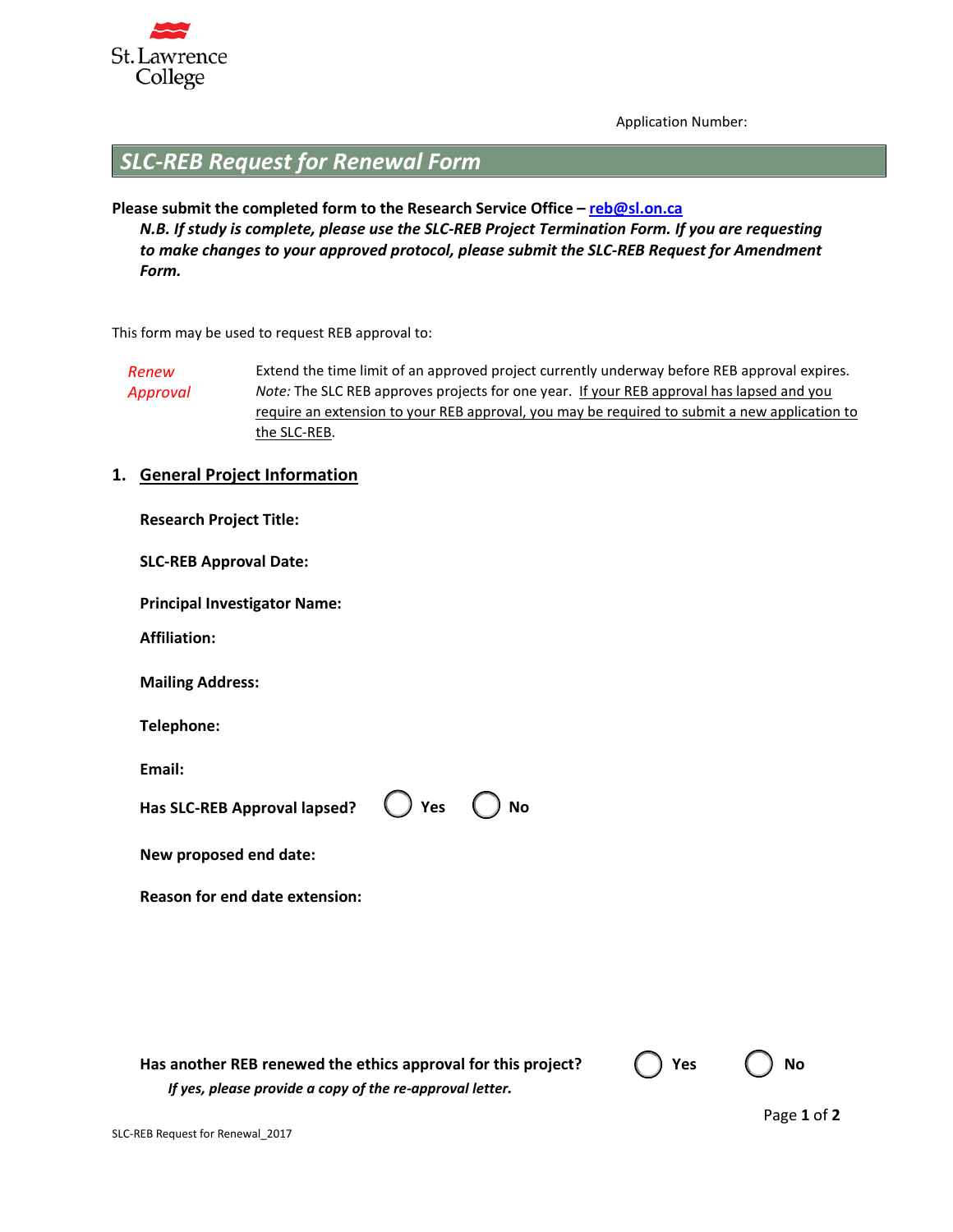Application Number:

# SLC-REB Request for Renewal Form

**Please submit the completed form to the Research Service Office – [reb@sl.on.ca](mailto:reb@sl.on.ca)**

***N.B. If study is complete, please use the SLC-REB Project Termination Form. If you are requesting to make changes to your approved protocol, please submit the SLC-REB Request for Amendment Form.***

This form may be used to request REB approval to:

| | |
|---|---|
| *Renew Approval* | Extend the time limit of an approved project currently underway before REB approval expires. *Note:* The SLC REB approves projects for one year. If your REB approval has lapsed and you require an extension to your REB approval, you may be required to submit a new application to the SLC-REB. |

## 1. General Project Information

**Research Project Title:**

**SLC-REB Approval Date:**

**Principal Investigator Name:**

**Affiliation:**

**Mailing Address:**

**Telephone:**

**Email:**

**Has SLC-REB Approval lapsed?** ◯ **Yes** ◯ **No**

**New proposed end date:**

**Reason for end date extension:**

**Has another REB renewed the ethics approval for this project?** ◯ **Yes** ◯ **No**

***If yes, please provide a copy of the re-approval letter.***

SLC-REB Request for Renewal_2017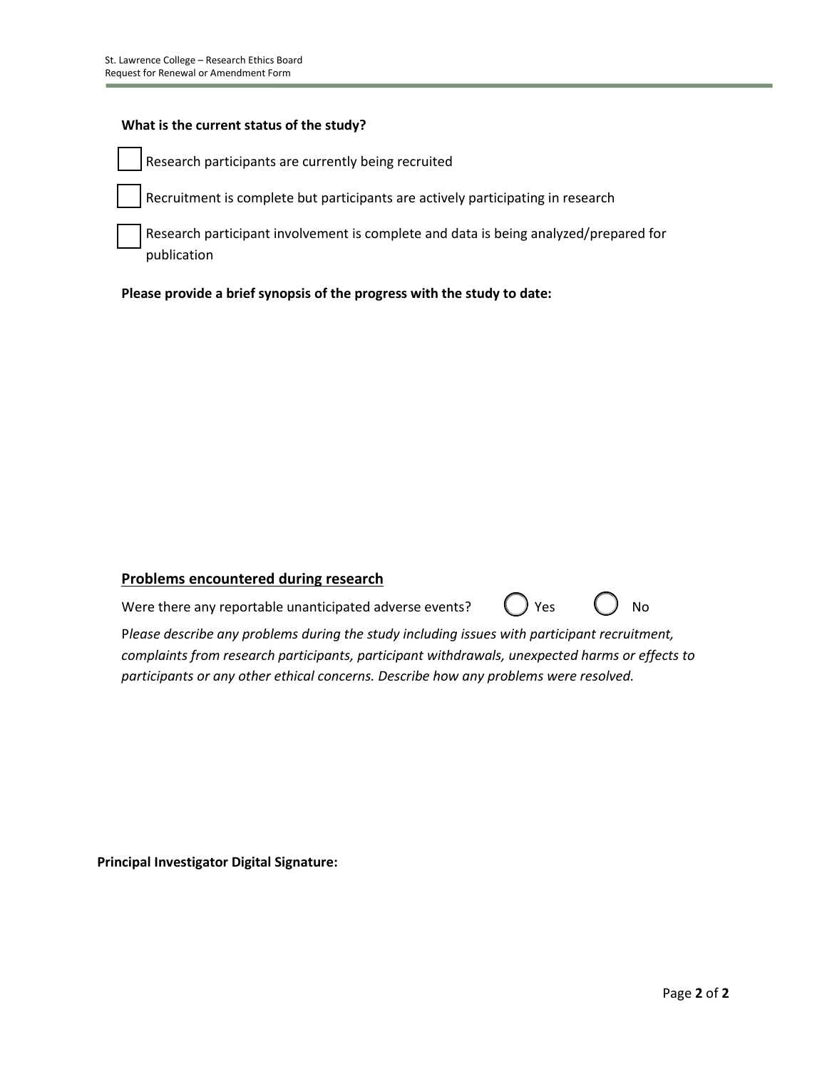**What is the current status of the study?**

- [ ] Research participants are currently being recruited
- [ ] Recruitment is complete but participants are actively participating in research
- [ ] Research participant involvement is complete and data is being analyzed/prepared for publication

**Please provide a brief synopsis of the progress with the study to date:**

## Problems encountered during research

Were there any reportable unanticipated adverse events? ○ Yes ○ No

*Please describe any problems during the study including issues with participant recruitment, complaints from research participants, participant withdrawals, unexpected harms or effects to participants or any other ethical concerns. Describe how any problems were resolved.*

**Principal Investigator Digital Signature:**